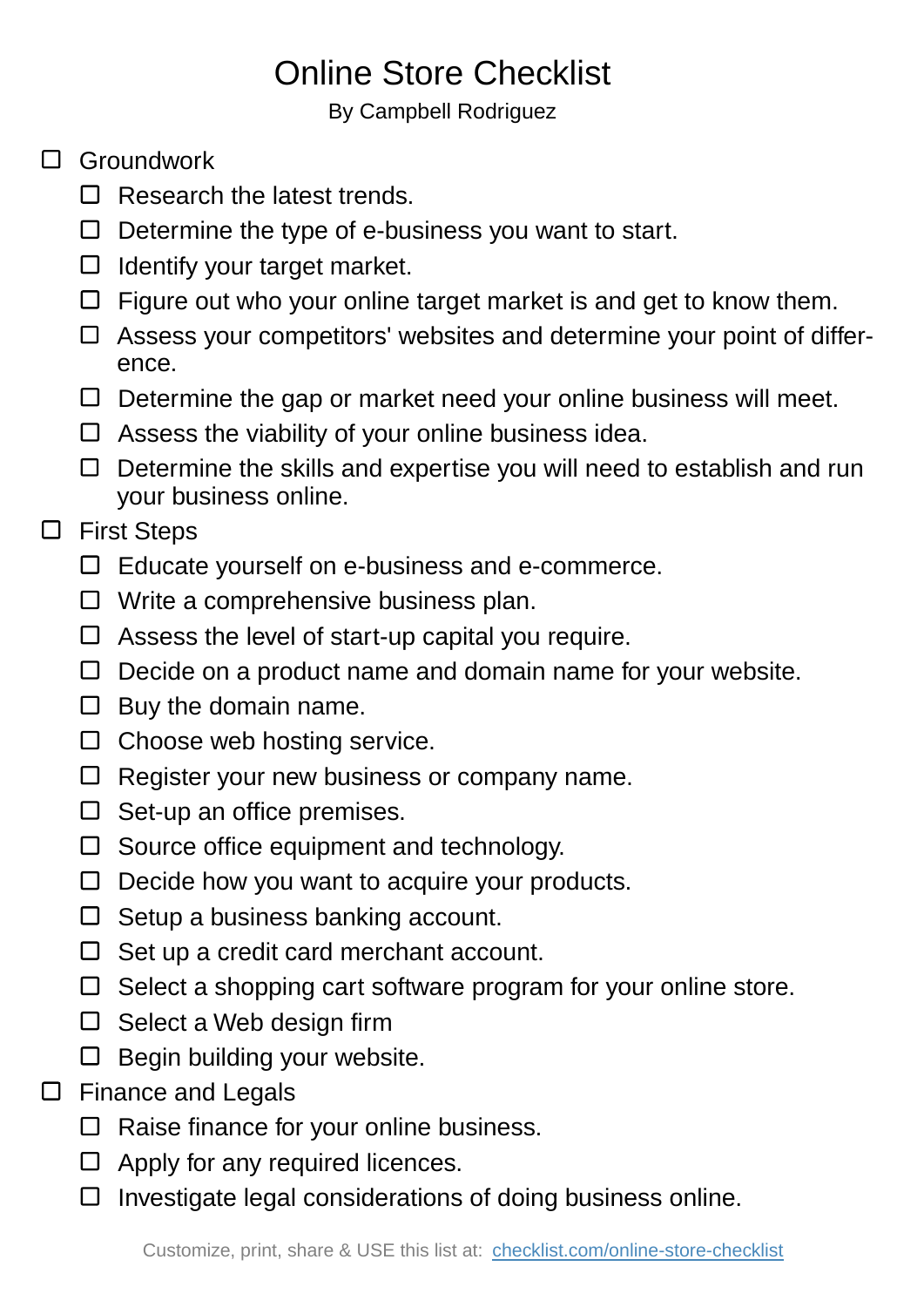# Online Store Checklist

By Campbell Rodriguez

- [ ] Groundwork
    - [ ] Research the latest trends.
    - [ ] Determine the type of e-business you want to start.
    - [ ] Identify your target market.
    - [ ] Figure out who your online target market is and get to know them.
    - [ ] Assess your competitors' websites and determine your point of difference.
    - [ ] Determine the gap or market need your online business will meet.
    - [ ] Assess the viability of your online business idea.
    - [ ] Determine the skills and expertise you will need to establish and run your business online.
- [ ] First Steps
    - [ ] Educate yourself on e-business and e-commerce.
    - [ ] Write a comprehensive business plan.
    - [ ] Assess the level of start-up capital you require.
    - [ ] Decide on a product name and domain name for your website.
    - [ ] Buy the domain name.
    - [ ] Choose web hosting service.
    - [ ] Register your new business or company name.
    - [ ] Set-up an office premises.
    - [ ] Source office equipment and technology.
    - [ ] Decide how you want to acquire your products.
    - [ ] Setup a business banking account.
    - [ ] Set up a credit card merchant account.
    - [ ] Select a shopping cart software program for your online store.
    - [ ] Select a Web design firm
    - [ ] Begin building your website.
- [ ] Finance and Legals
    - [ ] Raise finance for your online business.
    - [ ] Apply for any required licences.
    - [ ] Investigate legal considerations of doing business online.

Customize, print, share & USE this list at: [checklist.com/online-store-checklist](https://checklist.com/online-store-checklist)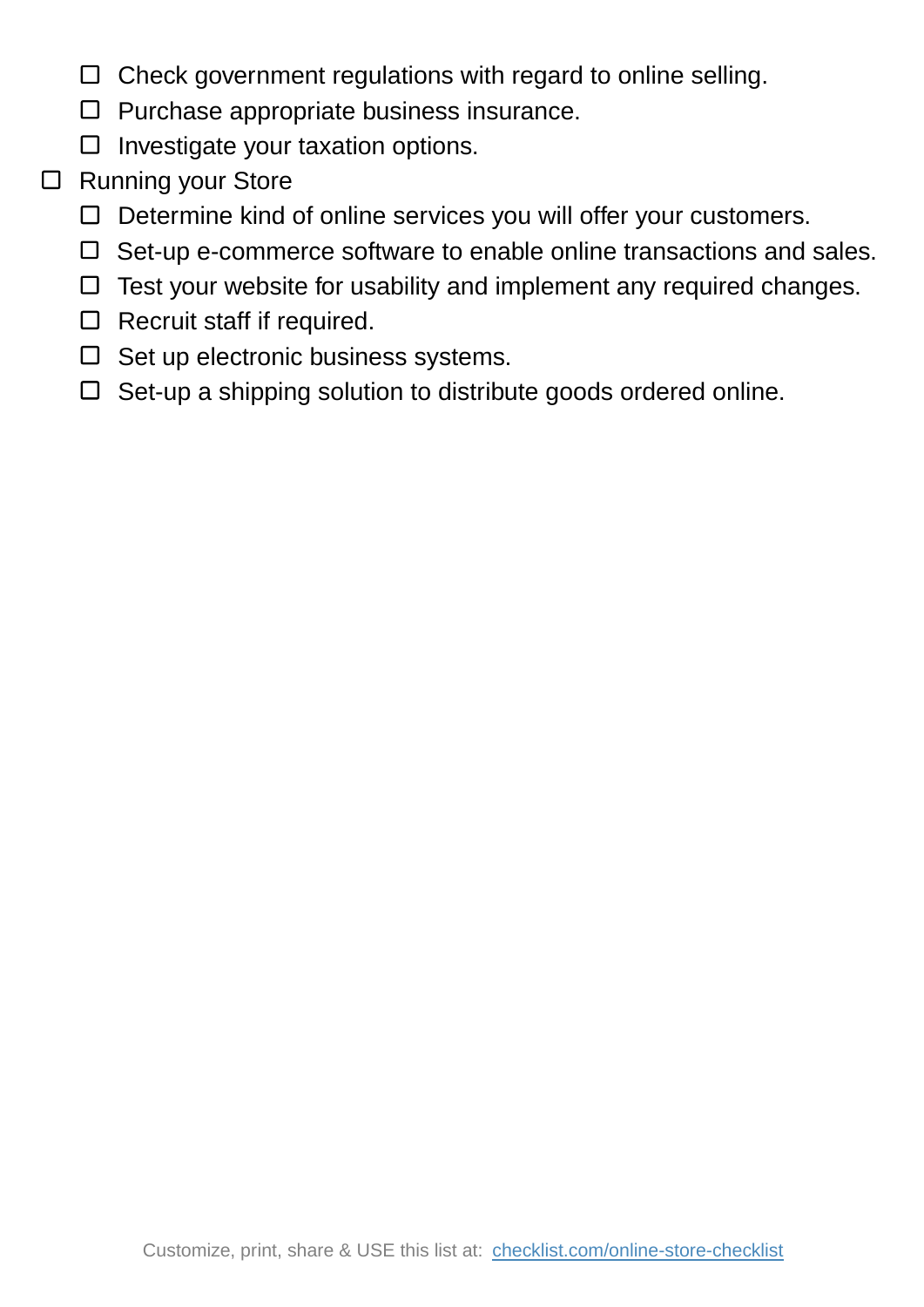- [ ] Check government regulations with regard to online selling.
  - [ ] Purchase appropriate business insurance.
  - [ ] Investigate your taxation options.
- [ ] Running your Store
  - [ ] Determine kind of online services you will offer your customers.
  - [ ] Set-up e-commerce software to enable online transactions and sales.
  - [ ] Test your website for usability and implement any required changes.
  - [ ] Recruit staff if required.
  - [ ] Set up electronic business systems.
  - [ ] Set-up a shipping solution to distribute goods ordered online.

Customize, print, share & USE this list at: checklist.com/online-store-checklist